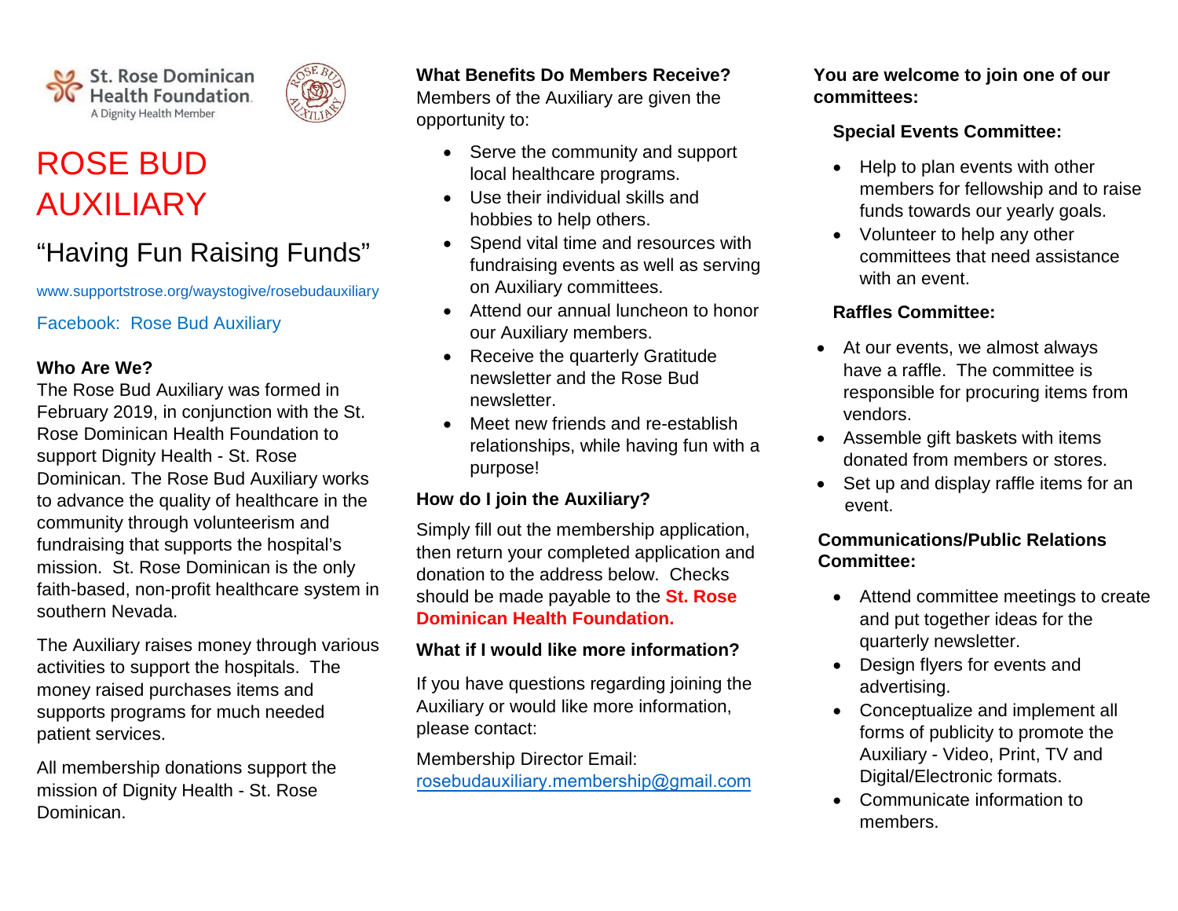St. Rose Dominican Health Foundation
A Dignity Health Member

# ROSE BUD AUXILIARY

## "Having Fun Raising Funds"

www.supportstrose.org/waystogive/rosebudauxiliary

Facebook: Rose Bud Auxiliary

**Who Are We?**

The Rose Bud Auxiliary was formed in February 2019, in conjunction with the St. Rose Dominican Health Foundation to support Dignity Health - St. Rose Dominican. The Rose Bud Auxiliary works to advance the quality of healthcare in the community through volunteerism and fundraising that supports the hospital's mission. St. Rose Dominican is the only faith-based, non-profit healthcare system in southern Nevada.

The Auxiliary raises money through various activities to support the hospitals. The money raised purchases items and supports programs for much needed patient services.

All membership donations support the mission of Dignity Health - St. Rose Dominican.

**What Benefits Do Members Receive?**

Members of the Auxiliary are given the opportunity to:

- Serve the community and support local healthcare programs.
- Use their individual skills and hobbies to help others.
- Spend vital time and resources with fundraising events as well as serving on Auxiliary committees.
- Attend our annual luncheon to honor our Auxiliary members.
- Receive the quarterly Gratitude newsletter and the Rose Bud newsletter.
- Meet new friends and re-establish relationships, while having fun with a purpose!

**How do I join the Auxiliary?**

Simply fill out the membership application, then return your completed application and donation to the address below. Checks should be made payable to the **St. Rose Dominican Health Foundation.**

**What if I would like more information?**

If you have questions regarding joining the Auxiliary or would like more information, please contact:

Membership Director Email:
rosebudauxiliary.membership@gmail.com

**You are welcome to join one of our committees:**

**Special Events Committee:**

- Help to plan events with other members for fellowship and to raise funds towards our yearly goals.
- Volunteer to help any other committees that need assistance with an event.

**Raffles Committee:**

- At our events, we almost always have a raffle. The committee is responsible for procuring items from vendors.
- Assemble gift baskets with items donated from members or stores.
- Set up and display raffle items for an event.

**Communications/Public Relations Committee:**

- Attend committee meetings to create and put together ideas for the quarterly newsletter.
- Design flyers for events and advertising.
- Conceptualize and implement all forms of publicity to promote the Auxiliary - Video, Print, TV and Digital/Electronic formats.
- Communicate information to members.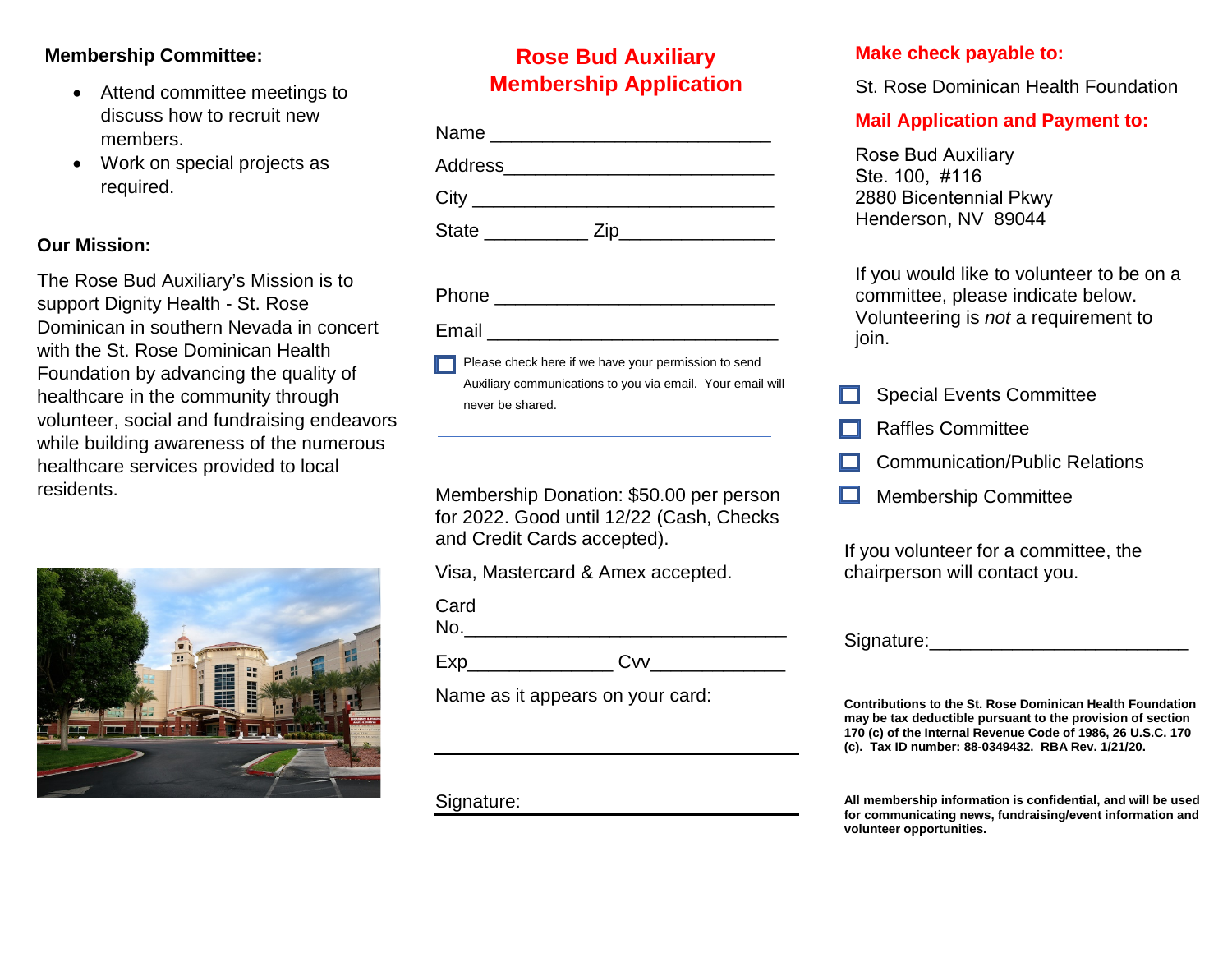**Membership Committee:**

- Attend committee meetings to discuss how to recruit new members.
- Work on special projects as required.

**Our Mission:**

The Rose Bud Auxiliary's Mission is to support Dignity Health - St. Rose Dominican in southern Nevada in concert with the St. Rose Dominican Health Foundation by advancing the quality of healthcare in the community through volunteer, social and fundraising endeavors while building awareness of the numerous healthcare services provided to local residents.

## Rose Bud Auxiliary Membership Application

Name ___________________________

Address__________________________

City ____________________________

State __________ Zip______________

Phone ___________________________

Email ____________________________

☐ Please check here if we have your permission to send Auxiliary communications to you via email. Your email will never be shared.

Membership Donation: $50.00 per person for 2022. Good until 12/22 (Cash, Checks and Credit Cards accepted).

Visa, Mastercard & Amex accepted.

Card No.______________________________

Exp_____________ Cvv____________

Name as it appears on your card:

_________________________________

Signature: ________________________

**Make check payable to:**

St. Rose Dominican Health Foundation

**Mail Application and Payment to:**

Rose Bud Auxiliary
Ste. 100, #116
2880 Bicentennial Pkwy
Henderson, NV 89044

If you would like to volunteer to be on a committee, please indicate below. Volunteering is *not* a requirement to join.

☐ Special Events Committee

☐ Raffles Committee

☐ Communication/Public Relations

☐ Membership Committee

If you volunteer for a committee, the chairperson will contact you.

Signature:_________________________

**Contributions to the St. Rose Dominican Health Foundation may be tax deductible pursuant to the provision of section 170 (c) of the Internal Revenue Code of 1986, 26 U.S.C. 170 (c). Tax ID number: 88-0349432. RBA Rev. 1/21/20.**

**All membership information is confidential, and will be used for communicating news, fundraising/event information and volunteer opportunities.**